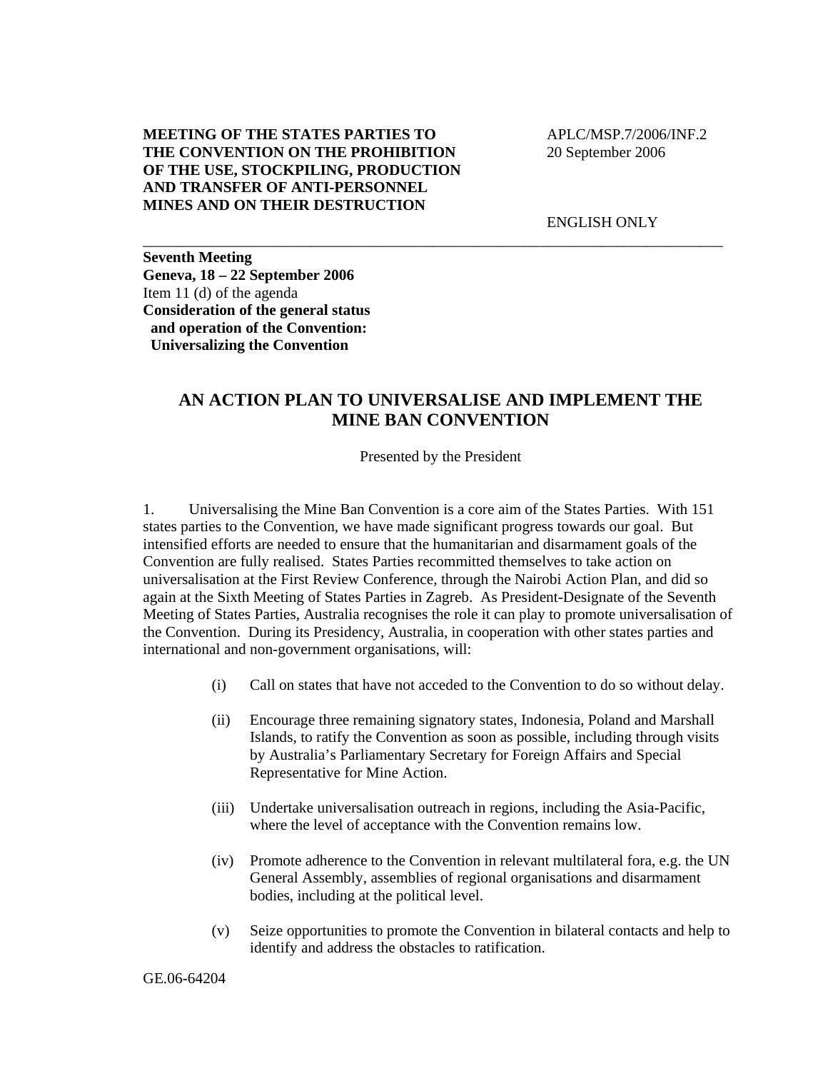**MEETING OF THE STATES PARTIES TO THE CONVENTION ON THE PROHIBITION OF THE USE, STOCKPILING, PRODUCTION AND TRANSFER OF ANTI-PERSONNEL MINES AND ON THEIR DESTRUCTION**

APLC/MSP.7/2006/INF.2
20 September 2006

ENGLISH ONLY

---

**Seventh Meeting**
**Geneva, 18 – 22 September 2006**
Item 11 (d) of the agenda
**Consideration of the general status and operation of the Convention: Universalizing the Convention**

## AN ACTION PLAN TO UNIVERSALISE AND IMPLEMENT THE MINE BAN CONVENTION

Presented by the President

1. Universalising the Mine Ban Convention is a core aim of the States Parties. With 151 states parties to the Convention, we have made significant progress towards our goal. But intensified efforts are needed to ensure that the humanitarian and disarmament goals of the Convention are fully realised. States Parties recommitted themselves to take action on universalisation at the First Review Conference, through the Nairobi Action Plan, and did so again at the Sixth Meeting of States Parties in Zagreb. As President-Designate of the Seventh Meeting of States Parties, Australia recognises the role it can play to promote universalisation of the Convention. During its Presidency, Australia, in cooperation with other states parties and international and non-government organisations, will:

   (i) Call on states that have not acceded to the Convention to do so without delay.

   (ii) Encourage three remaining signatory states, Indonesia, Poland and Marshall Islands, to ratify the Convention as soon as possible, including through visits by Australia's Parliamentary Secretary for Foreign Affairs and Special Representative for Mine Action.

   (iii) Undertake universalisation outreach in regions, including the Asia-Pacific, where the level of acceptance with the Convention remains low.

   (iv) Promote adherence to the Convention in relevant multilateral fora, e.g. the UN General Assembly, assemblies of regional organisations and disarmament bodies, including at the political level.

   (v) Seize opportunities to promote the Convention in bilateral contacts and help to identify and address the obstacles to ratification.

GE.06-64204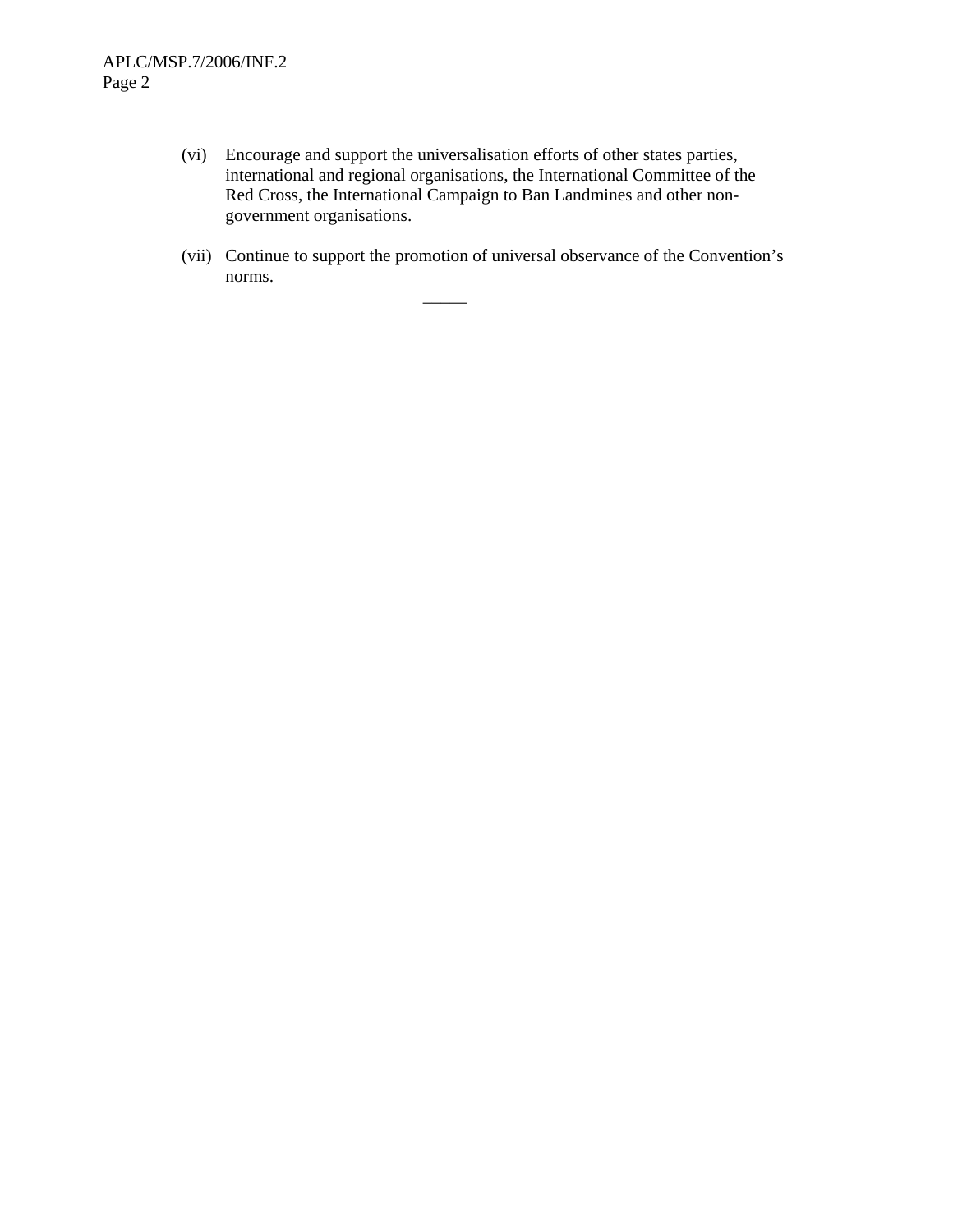(vi) Encourage and support the universalisation efforts of other states parties, international and regional organisations, the International Committee of the Red Cross, the International Campaign to Ban Landmines and other non-government organisations.

(vii) Continue to support the promotion of universal observance of the Convention's norms.

_____